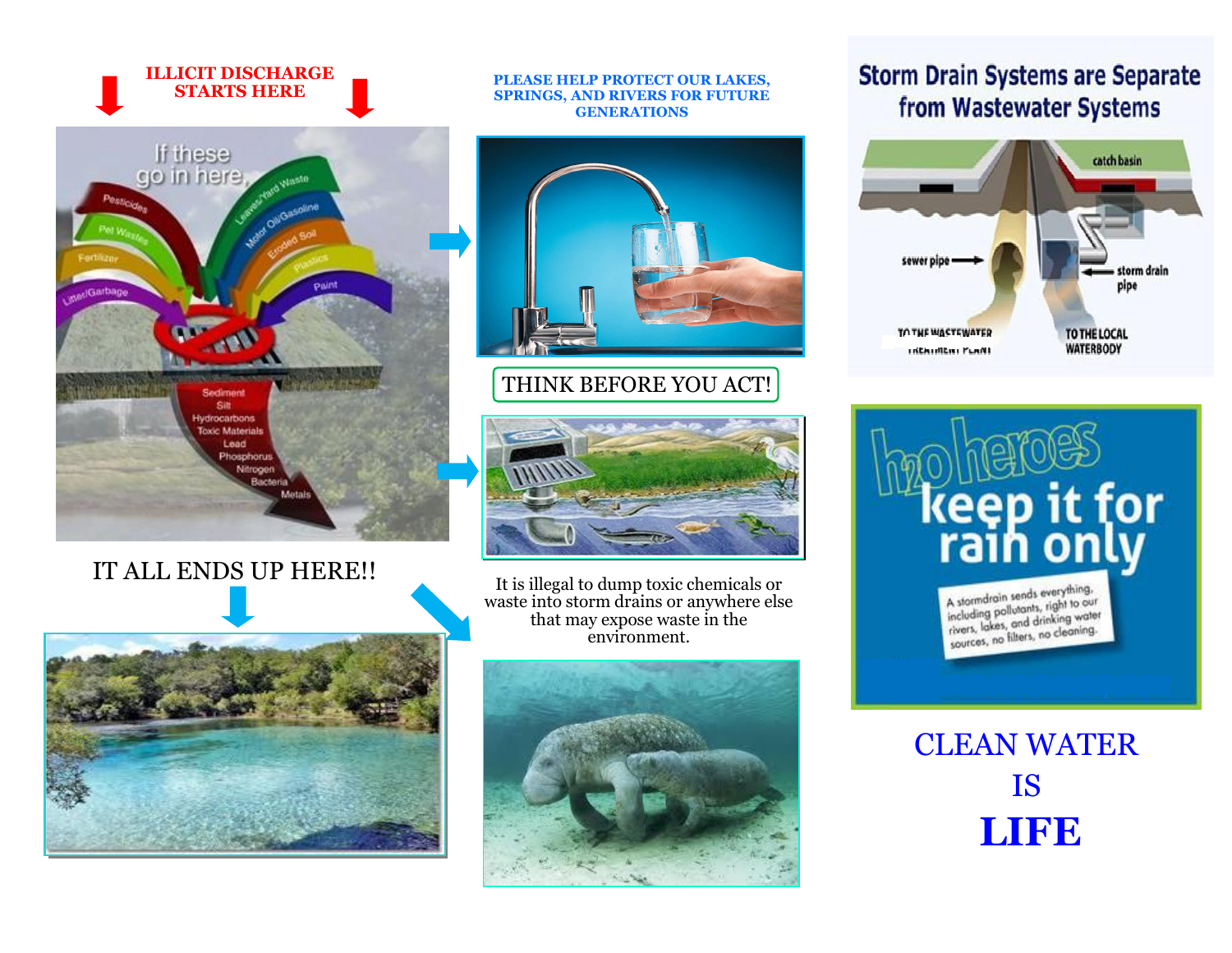**ILLICIT DISCHARGE STARTS HERE**

IT ALL ENDS UP HERE!!

**PLEASE HELP PROTECT OUR LAKES, SPRINGS, AND RIVERS FOR FUTURE GENERATIONS**

THINK BEFORE YOU ACT!

It is illegal to dump toxic chemicals or waste into storm drains or anywhere else that may expose waste in the environment.

CLEAN WATER

IS

**LIFE**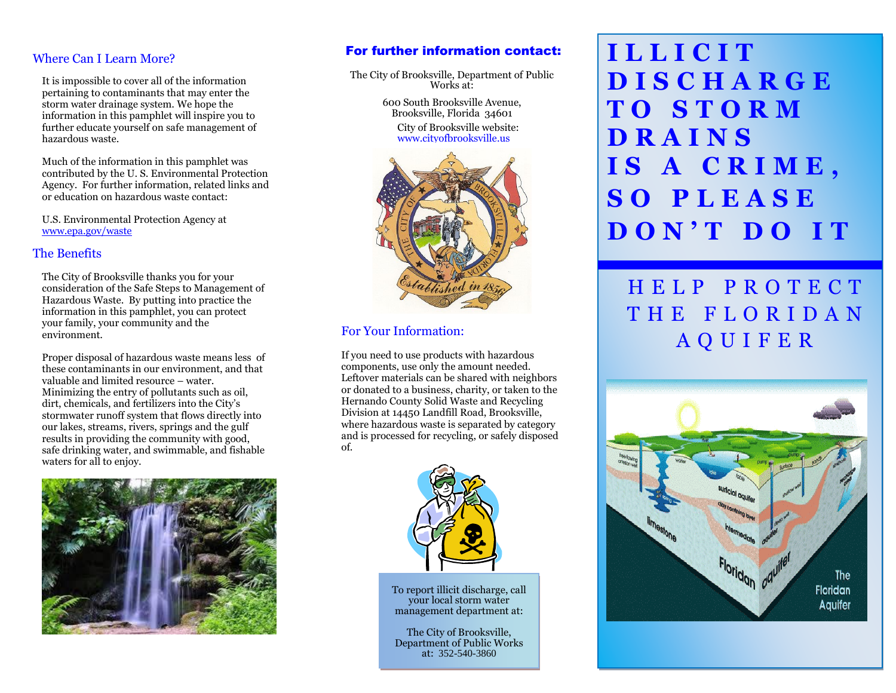## Where Can I Learn More?

It is impossible to cover all of the information pertaining to contaminants that may enter the storm water drainage system. We hope the information in this pamphlet will inspire you to further educate yourself on safe management of hazardous waste.

Much of the information in this pamphlet was contributed by the U. S. Environmental Protection Agency. For further information, related links and or education on hazardous waste contact:

U.S. Environmental Protection Agency at
www.epa.gov/waste

## The Benefits

The City of Brooksville thanks you for your consideration of the Safe Steps to Management of Hazardous Waste. By putting into practice the information in this pamphlet, you can protect your family, your community and the environment.

Proper disposal of hazardous waste means less of these contaminants in our environment, and that valuable and limited resource – water. Minimizing the entry of pollutants such as oil, dirt, chemicals, and fertilizers into the City's stormwater runoff system that flows directly into our lakes, streams, rivers, springs and the gulf results in providing the community with good, safe drinking water, and swimmable, and fishable waters for all to enjoy.

## For further information contact:

The City of Brooksville, Department of Public Works at:

600 South Brooksville Avenue,
Brooksville, Florida 34601

City of Brooksville website:
www.cityofbrooksville.us

## For Your Information:

If you need to use products with hazardous components, use only the amount needed. Leftover materials can be shared with neighbors or donated to a business, charity, or taken to the Hernando County Solid Waste and Recycling Division at 14450 Landfill Road, Brooksville, where hazardous waste is separated by category and is processed for recycling, or safely disposed of.

To report illicit discharge, call your local storm water management department at:

The City of Brooksville,
Department of Public Works
at: 352-540-3860

# ILLICIT DISCHARGE TO STORM DRAINS IS A CRIME, SO PLEASE DON'T DO IT

## HELP PROTECT THE FLORIDAN AQUIFER